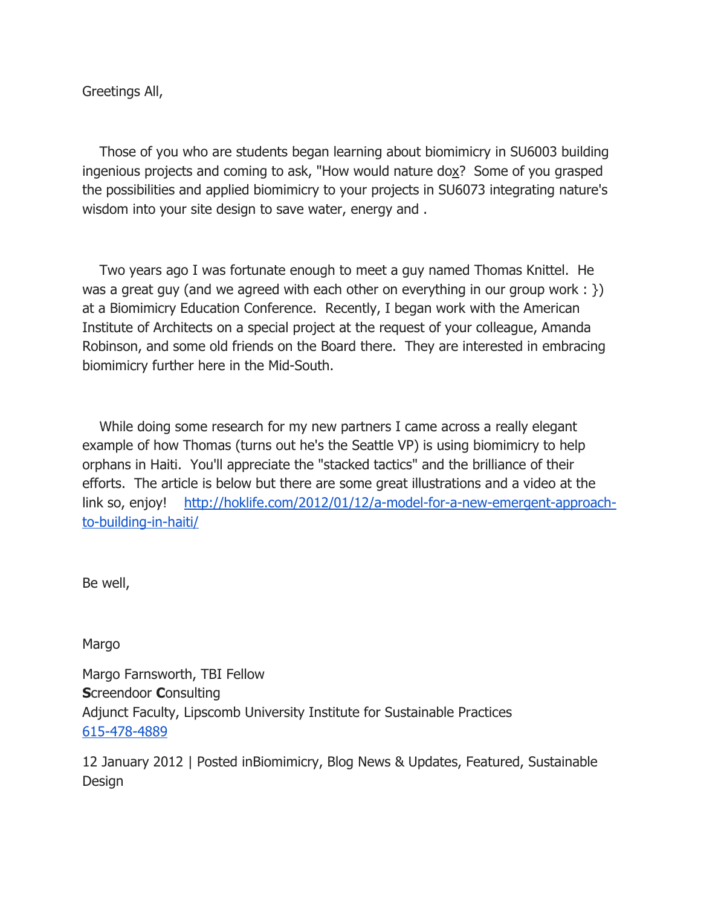Greetings All,

Those of you who are students began learning about biomimicry in SU6003 building ingenious projects and coming to ask, "How would nature dox? Some of you grasped the possibilities and applied biomimicry to your projects in SU6073 integrating nature's wisdom into your site design to save water, energy and .

Two years ago I was fortunate enough to meet a guy named Thomas Knittel. He was a great guy (and we agreed with each other on everything in our group work : }) at a Biomimicry Education Conference. Recently, I began work with the American Institute of Architects on a special project at the request of your colleague, Amanda Robinson, and some old friends on the Board there. They are interested in embracing biomimicry further here in the Mid-South.

While doing some research for my new partners I came across a really elegant example of how Thomas (turns out he's the Seattle VP) is using biomimicry to help orphans in Haiti. You'll appreciate the "stacked tactics" and the brilliance of their efforts. The article is below but there are some great illustrations and a video at the link so, enjoy! [http://hoklife.com/2012/01/12/a-model-for-a-new-emergent-approach-to-building-in-haiti/](http://hoklife.com/2012/01/12/a-model-for-a-new-emergent-approach-to-building-in-haiti/)

Be well,

Margo

Margo Farnsworth, TBI Fellow
**S**creendoor **C**onsulting
Adjunct Faculty, Lipscomb University Institute for Sustainable Practices
615-478-4889

12 January 2012 | Posted inBiomimicry, Blog News & Updates, Featured, Sustainable Design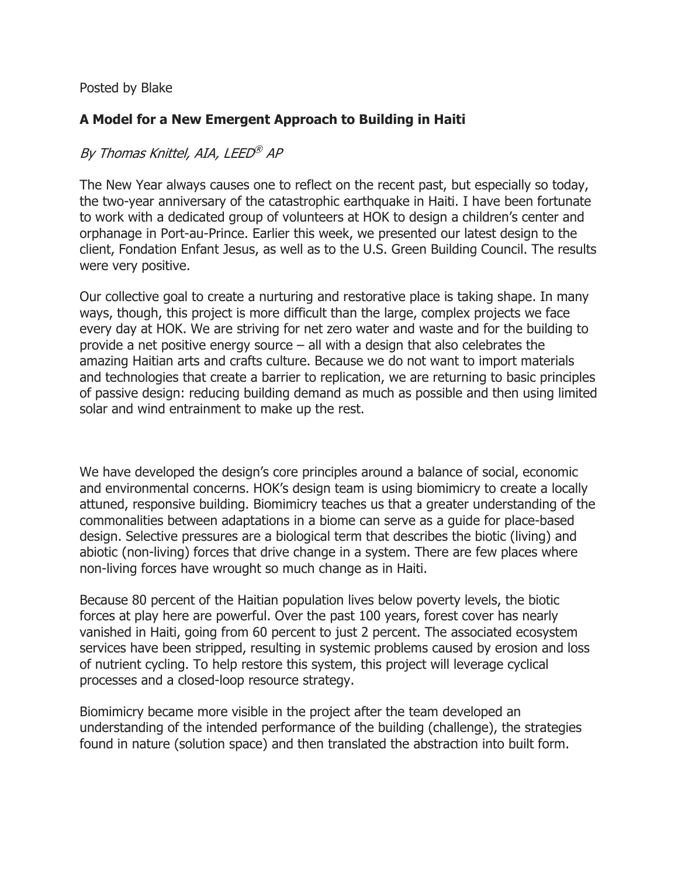Posted by Blake

**A Model for a New Emergent Approach to Building in Haiti**

*By Thomas Knittel, AIA, LEED® AP*

The New Year always causes one to reflect on the recent past, but especially so today, the two-year anniversary of the catastrophic earthquake in Haiti. I have been fortunate to work with a dedicated group of volunteers at HOK to design a children's center and orphanage in Port-au-Prince. Earlier this week, we presented our latest design to the client, Fondation Enfant Jesus, as well as to the U.S. Green Building Council. The results were very positive.

Our collective goal to create a nurturing and restorative place is taking shape. In many ways, though, this project is more difficult than the large, complex projects we face every day at HOK. We are striving for net zero water and waste and for the building to provide a net positive energy source – all with a design that also celebrates the amazing Haitian arts and crafts culture. Because we do not want to import materials and technologies that create a barrier to replication, we are returning to basic principles of passive design: reducing building demand as much as possible and then using limited solar and wind entrainment to make up the rest.

We have developed the design's core principles around a balance of social, economic and environmental concerns. HOK's design team is using biomimicry to create a locally attuned, responsive building. Biomimicry teaches us that a greater understanding of the commonalities between adaptations in a biome can serve as a guide for place-based design. Selective pressures are a biological term that describes the biotic (living) and abiotic (non-living) forces that drive change in a system. There are few places where non-living forces have wrought so much change as in Haiti.

Because 80 percent of the Haitian population lives below poverty levels, the biotic forces at play here are powerful. Over the past 100 years, forest cover has nearly vanished in Haiti, going from 60 percent to just 2 percent. The associated ecosystem services have been stripped, resulting in systemic problems caused by erosion and loss of nutrient cycling. To help restore this system, this project will leverage cyclical processes and a closed-loop resource strategy.

Biomimicry became more visible in the project after the team developed an understanding of the intended performance of the building (challenge), the strategies found in nature (solution space) and then translated the abstraction into built form.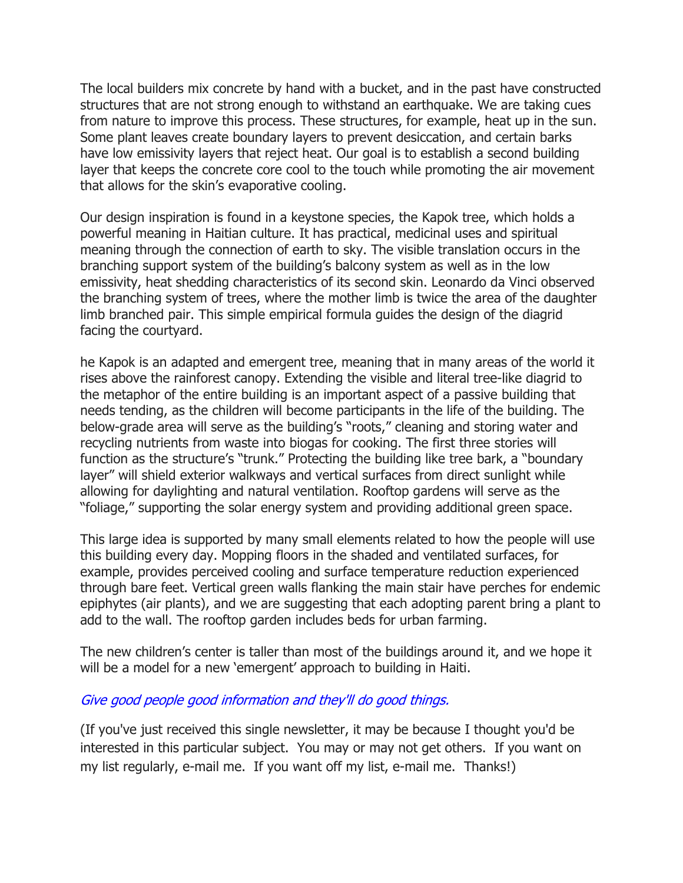The local builders mix concrete by hand with a bucket, and in the past have constructed structures that are not strong enough to withstand an earthquake. We are taking cues from nature to improve this process. These structures, for example, heat up in the sun. Some plant leaves create boundary layers to prevent desiccation, and certain barks have low emissivity layers that reject heat. Our goal is to establish a second building layer that keeps the concrete core cool to the touch while promoting the air movement that allows for the skin's evaporative cooling.

Our design inspiration is found in a keystone species, the Kapok tree, which holds a powerful meaning in Haitian culture. It has practical, medicinal uses and spiritual meaning through the connection of earth to sky. The visible translation occurs in the branching support system of the building's balcony system as well as in the low emissivity, heat shedding characteristics of its second skin. Leonardo da Vinci observed the branching system of trees, where the mother limb is twice the area of the daughter limb branched pair. This simple empirical formula guides the design of the diagrid facing the courtyard.

he Kapok is an adapted and emergent tree, meaning that in many areas of the world it rises above the rainforest canopy. Extending the visible and literal tree-like diagrid to the metaphor of the entire building is an important aspect of a passive building that needs tending, as the children will become participants in the life of the building. The below-grade area will serve as the building's "roots," cleaning and storing water and recycling nutrients from waste into biogas for cooking. The first three stories will function as the structure's "trunk." Protecting the building like tree bark, a "boundary layer" will shield exterior walkways and vertical surfaces from direct sunlight while allowing for daylighting and natural ventilation. Rooftop gardens will serve as the "foliage," supporting the solar energy system and providing additional green space.

This large idea is supported by many small elements related to how the people will use this building every day. Mopping floors in the shaded and ventilated surfaces, for example, provides perceived cooling and surface temperature reduction experienced through bare feet. Vertical green walls flanking the main stair have perches for endemic epiphytes (air plants), and we are suggesting that each adopting parent bring a plant to add to the wall. The rooftop garden includes beds for urban farming.

The new children's center is taller than most of the buildings around it, and we hope it will be a model for a new 'emergent' approach to building in Haiti.

*Give good people good information and they'll do good things.*

(If you've just received this single newsletter, it may be because I thought you'd be interested in this particular subject. You may or may not get others. If you want on my list regularly, e-mail me. If you want off my list, e-mail me. Thanks!)